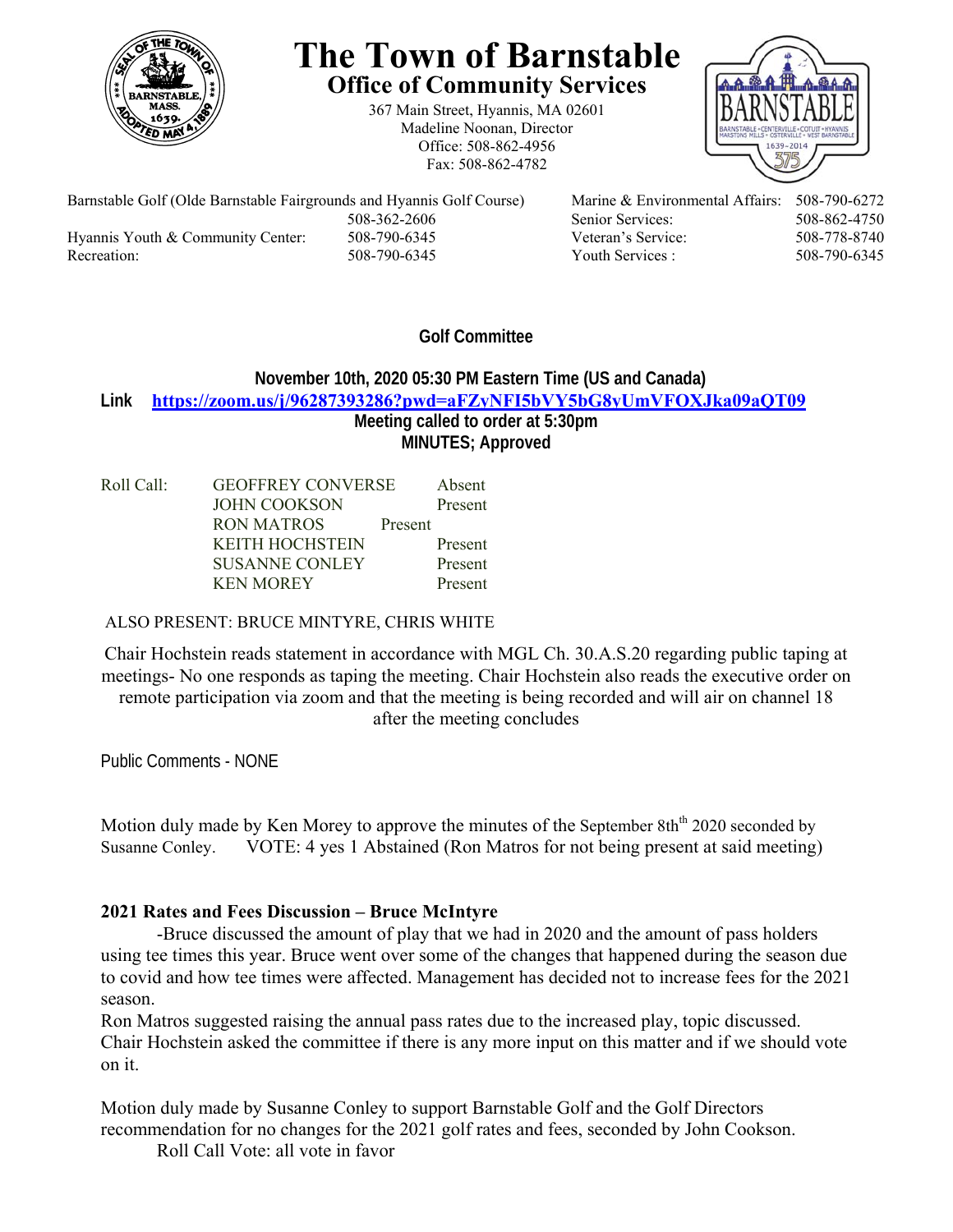# The Town of Barnstable

## Office of Community Services

367 Main Street, Hyannis, MA 02601
Madeline Noonan, Director
Office: 508-862-4956
Fax: 508-862-4782

| | | | |
|---|---|---|---|
| Barnstable Golf (Olde Barnstable Fairgrounds and Hyannis Golf Course) | 508-362-2606 | Marine & Environmental Affairs: | 508-790-6272 |
| Hyannis Youth & Community Center: | 508-790-6345 | Senior Services: | 508-862-4750 |
| Recreation: | 508-790-6345 | Veteran's Service: | 508-778-8740 |
| | | Youth Services : | 508-790-6345 |

**Golf Committee**

**November 10th, 2020 05:30 PM Eastern Time (US and Canada)**
**Link** https://zoom.us/j/96287393286?pwd=aFZyNFI5bVY5bG8yUmVFOXJka09aQT09
**Meeting called to order at 5:30pm**
**MINUTES; Approved**

| Roll Call: | | |
|---|---|---|
| | GEOFFREY CONVERSE | Absent |
| | JOHN COOKSON | Present |
| | RON MATROS | Present |
| | KEITH HOCHSTEIN | Present |
| | SUSANNE CONLEY | Present |
| | KEN MOREY | Present |

ALSO PRESENT: BRUCE MINTYRE, CHRIS WHITE

Chair Hochstein reads statement in accordance with MGL Ch. 30.A.S.20 regarding public taping at meetings- No one responds as taping the meeting. Chair Hochstein also reads the executive order on remote participation via zoom and that the meeting is being recorded and will air on channel 18 after the meeting concludes

Public Comments - NONE

Motion duly made by Ken Morey to approve the minutes of the September 8th 2020 seconded by Susanne Conley. VOTE: 4 yes 1 Abstained (Ron Matros for not being present at said meeting)

**2021 Rates and Fees Discussion – Bruce McIntyre**

-Bruce discussed the amount of play that we had in 2020 and the amount of pass holders using tee times this year. Bruce went over some of the changes that happened during the season due to covid and how tee times were affected. Management has decided not to increase fees for the 2021 season.

Ron Matros suggested raising the annual pass rates due to the increased play, topic discussed. Chair Hochstein asked the committee if there is any more input on this matter and if we should vote on it.

Motion duly made by Susanne Conley to support Barnstable Golf and the Golf Directors recommendation for no changes for the 2021 golf rates and fees, seconded by John Cookson.
Roll Call Vote: all vote in favor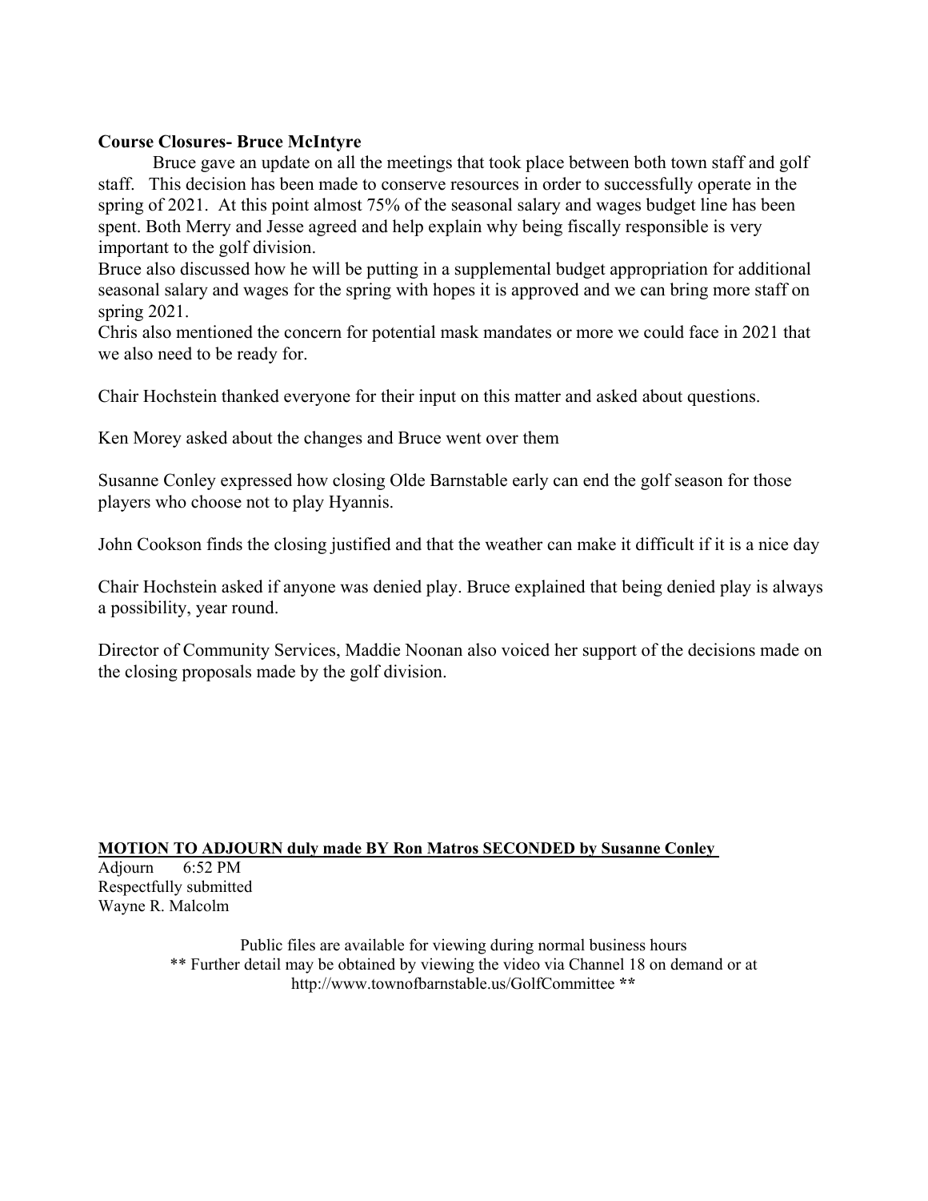**Course Closures- Bruce McIntyre**

Bruce gave an update on all the meetings that took place between both town staff and golf staff. This decision has been made to conserve resources in order to successfully operate in the spring of 2021. At this point almost 75% of the seasonal salary and wages budget line has been spent. Both Merry and Jesse agreed and help explain why being fiscally responsible is very important to the golf division.

Bruce also discussed how he will be putting in a supplemental budget appropriation for additional seasonal salary and wages for the spring with hopes it is approved and we can bring more staff on spring 2021.

Chris also mentioned the concern for potential mask mandates or more we could face in 2021 that we also need to be ready for.

Chair Hochstein thanked everyone for their input on this matter and asked about questions.

Ken Morey asked about the changes and Bruce went over them

Susanne Conley expressed how closing Olde Barnstable early can end the golf season for those players who choose not to play Hyannis.

John Cookson finds the closing justified and that the weather can make it difficult if it is a nice day

Chair Hochstein asked if anyone was denied play. Bruce explained that being denied play is always a possibility, year round.

Director of Community Services, Maddie Noonan also voiced her support of the decisions made on the closing proposals made by the golf division.

**MOTION TO ADJOURN duly made BY Ron Matros SECONDED by Susanne Conley**

Adjourn 6:52 PM
Respectfully submitted
Wayne R. Malcolm

Public files are available for viewing during normal business hours
** Further detail may be obtained by viewing the video via Channel 18 on demand or at http://www.townofbarnstable.us/GolfCommittee **